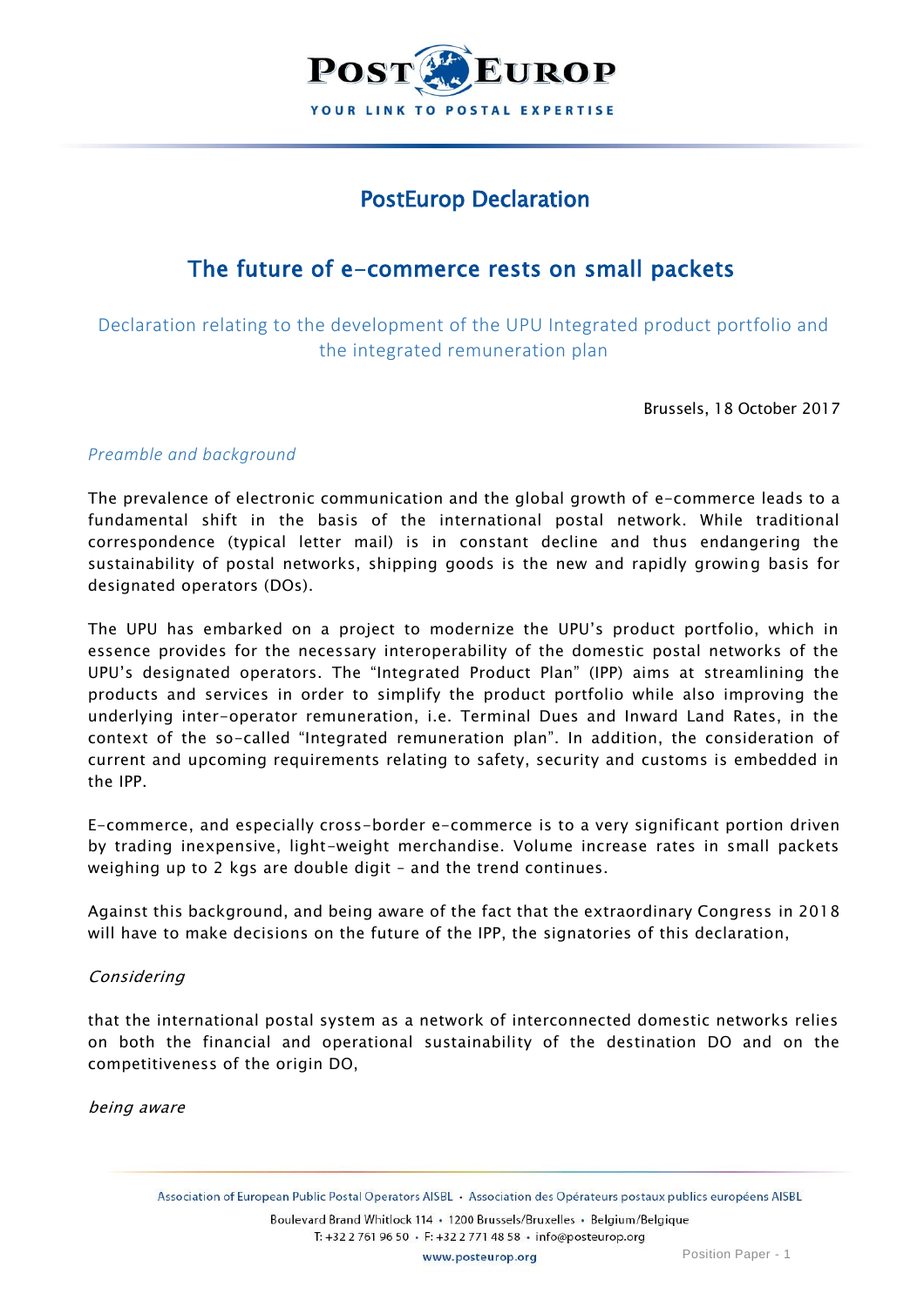# PostEurop Declaration

## The future of e-commerce rests on small packets

Declaration relating to the development of the UPU Integrated product portfolio and the integrated remuneration plan

Brussels, 18 October 2017

*Preamble and background*

The prevalence of electronic communication and the global growth of e-commerce leads to a fundamental shift in the basis of the international postal network. While traditional correspondence (typical letter mail) is in constant decline and thus endangering the sustainability of postal networks, shipping goods is the new and rapidly growing basis for designated operators (DOs).

The UPU has embarked on a project to modernize the UPU's product portfolio, which in essence provides for the necessary interoperability of the domestic postal networks of the UPU's designated operators. The "Integrated Product Plan" (IPP) aims at streamlining the products and services in order to simplify the product portfolio while also improving the underlying inter-operator remuneration, i.e. Terminal Dues and Inward Land Rates, in the context of the so-called "Integrated remuneration plan". In addition, the consideration of current and upcoming requirements relating to safety, security and customs is embedded in the IPP.

E-commerce, and especially cross-border e-commerce is to a very significant portion driven by trading inexpensive, light-weight merchandise. Volume increase rates in small packets weighing up to 2 kgs are double digit – and the trend continues.

Against this background, and being aware of the fact that the extraordinary Congress in 2018 will have to make decisions on the future of the IPP, the signatories of this declaration,

*Considering*

that the international postal system as a network of interconnected domestic networks relies on both the financial and operational sustainability of the destination DO and on the competitiveness of the origin DO,

*being aware*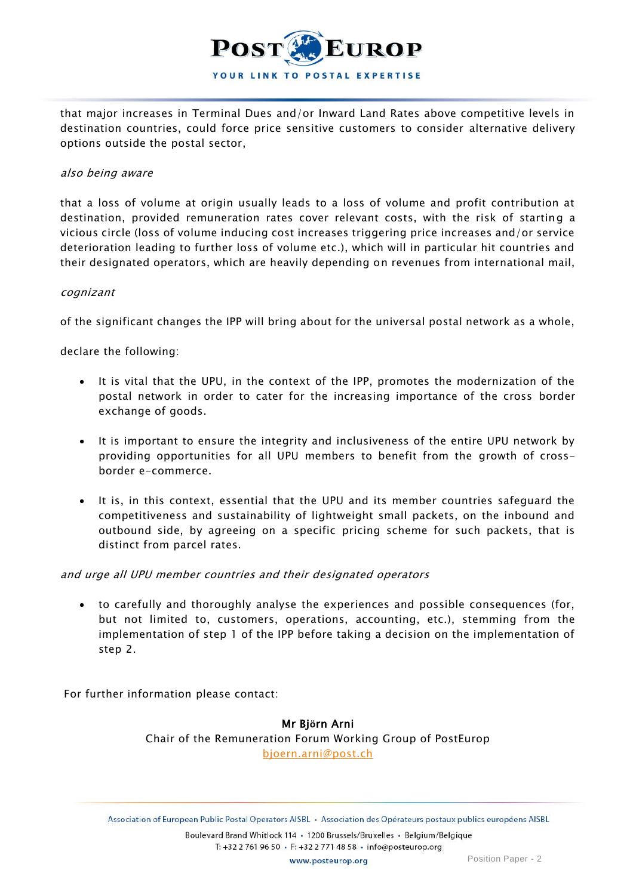that major increases in Terminal Dues and/or Inward Land Rates above competitive levels in destination countries, could force price sensitive customers to consider alternative delivery options outside the postal sector,

*also being aware*

that a loss of volume at origin usually leads to a loss of volume and profit contribution at destination, provided remuneration rates cover relevant costs, with the risk of starting a vicious circle (loss of volume inducing cost increases triggering price increases and/or service deterioration leading to further loss of volume etc.), which will in particular hit countries and their designated operators, which are heavily depending on revenues from international mail,

*cognizant*

of the significant changes the IPP will bring about for the universal postal network as a whole,

declare the following:

- It is vital that the UPU, in the context of the IPP, promotes the modernization of the postal network in order to cater for the increasing importance of the cross border exchange of goods.

- It is important to ensure the integrity and inclusiveness of the entire UPU network by providing opportunities for all UPU members to benefit from the growth of cross-border e-commerce.

- It is, in this context, essential that the UPU and its member countries safeguard the competitiveness and sustainability of lightweight small packets, on the inbound and outbound side, by agreeing on a specific pricing scheme for such packets, that is distinct from parcel rates.

*and urge all UPU member countries and their designated operators*

- to carefully and thoroughly analyse the experiences and possible consequences (for, but not limited to, customers, operations, accounting, etc.), stemming from the implementation of step 1 of the IPP before taking a decision on the implementation of step 2.

For further information please contact:

**Mr Björn Arni**
Chair of the Remuneration Forum Working Group of PostEurop
bjoern.arni@post.ch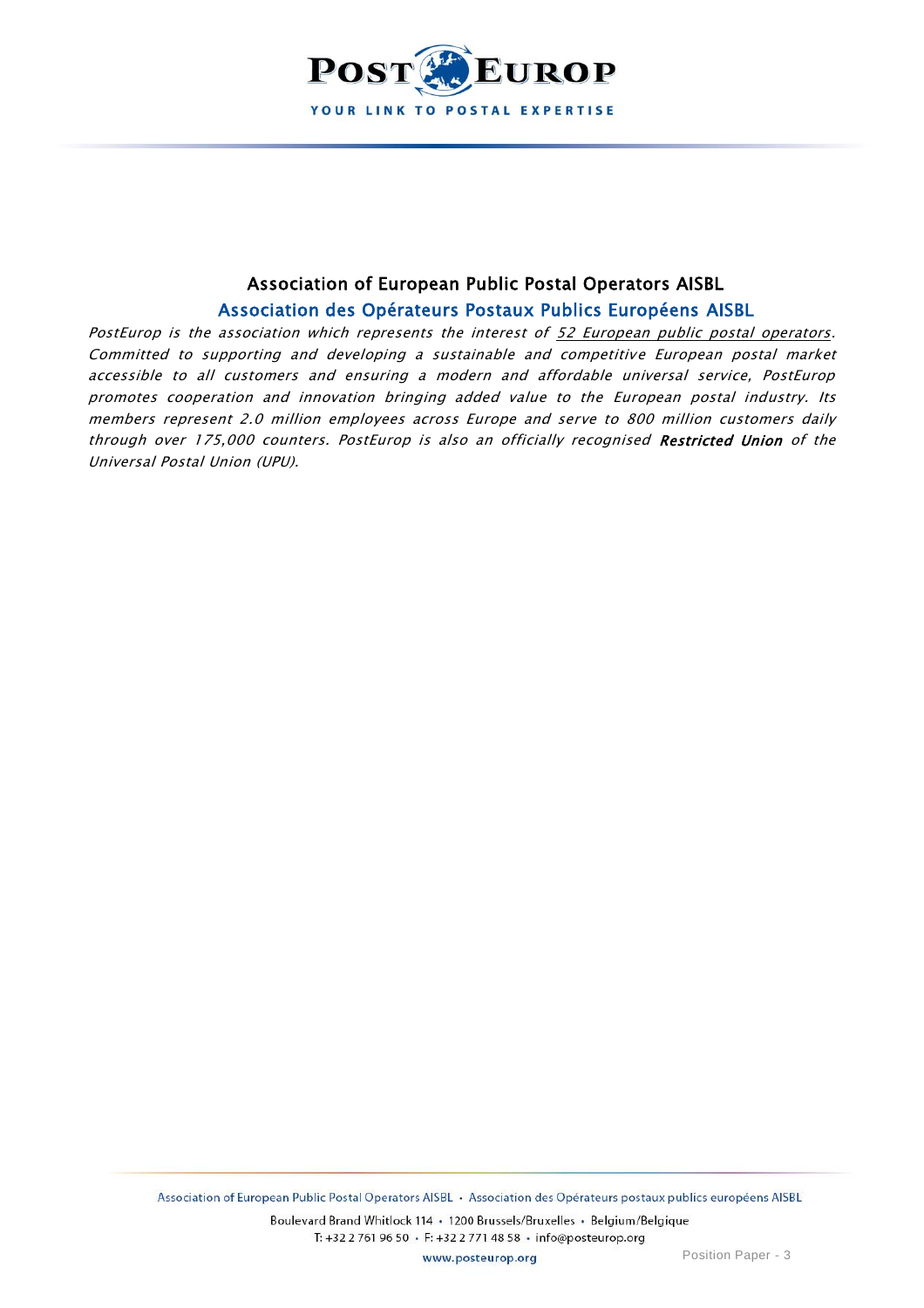## Association of European Public Postal Operators AISBL

## Association des Opérateurs Postaux Publics Européens AISBL

*PostEurop is the association which represents the interest of 52 European public postal operators. Committed to supporting and developing a sustainable and competitive European postal market accessible to all customers and ensuring a modern and affordable universal service, PostEurop promotes cooperation and innovation bringing added value to the European postal industry. Its members represent 2.0 million employees across Europe and serve to 800 million customers daily through over 175,000 counters. PostEurop is also an officially recognised* ***Restricted Union*** *of the Universal Postal Union (UPU).*